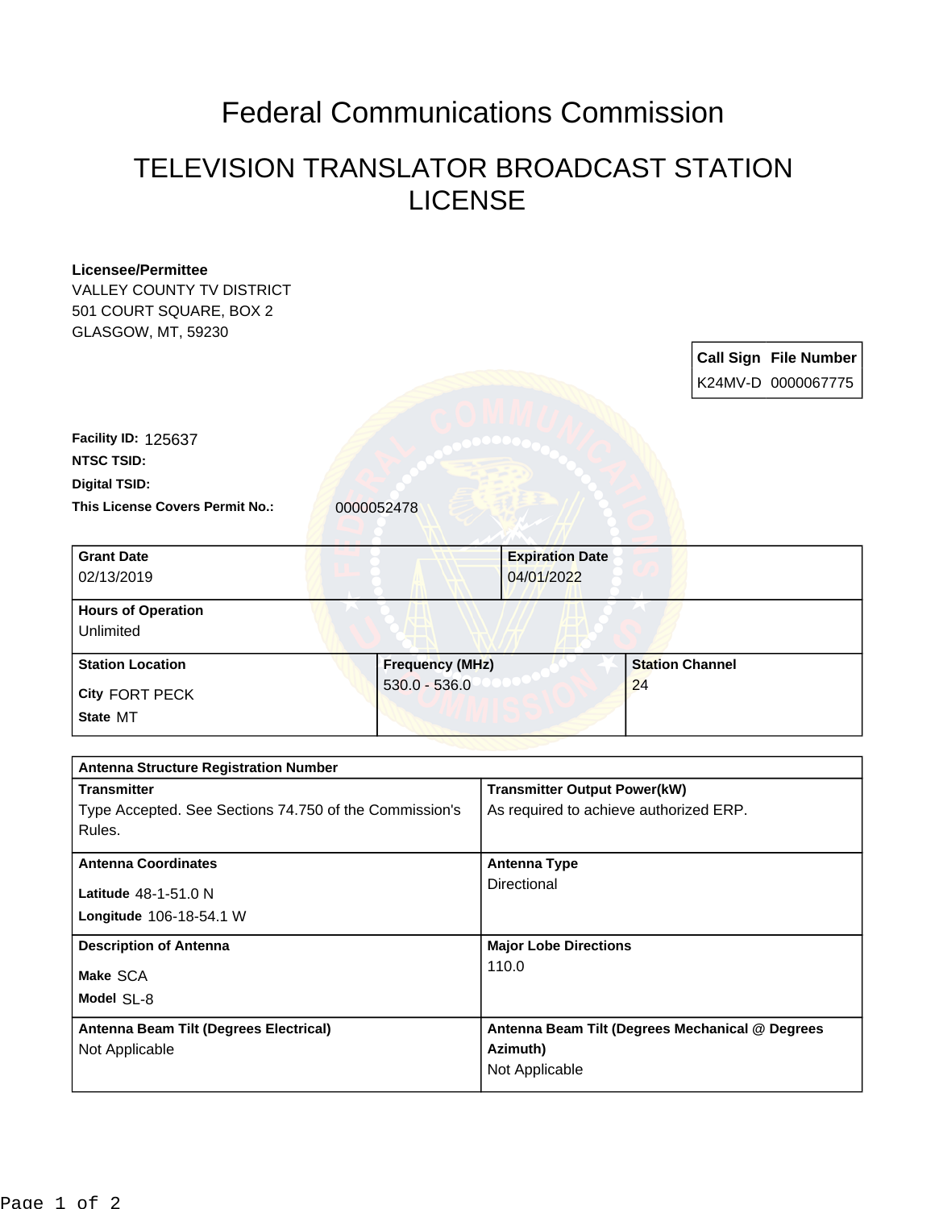# Federal Communications Commission

## TELEVISION TRANSLATOR BROADCAST STATION LICENSE

**Licensee/Permittee**
VALLEY COUNTY TV DISTRICT
501 COURT SQUARE, BOX 2
GLASGOW, MT, 59230

| Call Sign | File Number |
| --- | --- |
| K24MV-D | 0000067775 |

**Facility ID:** 125637
**NTSC TSID:**
**Digital TSID:**
**This License Covers Permit No.:** 0000052478

| Grant Date | Expiration Date |
| --- | --- |
| 02/13/2019 | 04/01/2022 |

| Hours of Operation |
| --- |
| Unlimited |

| Station Location | Frequency (MHz) | Station Channel |
| --- | --- | --- |
| City FORT PECK<br>State MT | 530.0 - 536.0 | 24 |

| Antenna Structure Registration Number | |
| --- | --- |
| **Transmitter**<br>Type Accepted. See Sections 74.750 of the Commission's Rules. | **Transmitter Output Power(kW)**<br>As required to achieve authorized ERP. |
| **Antenna Coordinates**<br>Latitude 48-1-51.0 N<br>Longitude 106-18-54.1 W | **Antenna Type**<br>Directional |
| **Description of Antenna**<br>Make SCA<br>Model SL-8 | **Major Lobe Directions**<br>110.0 |
| **Antenna Beam Tilt (Degrees Electrical)**<br>Not Applicable | **Antenna Beam Tilt (Degrees Mechanical @ Degrees Azimuth)**<br>Not Applicable |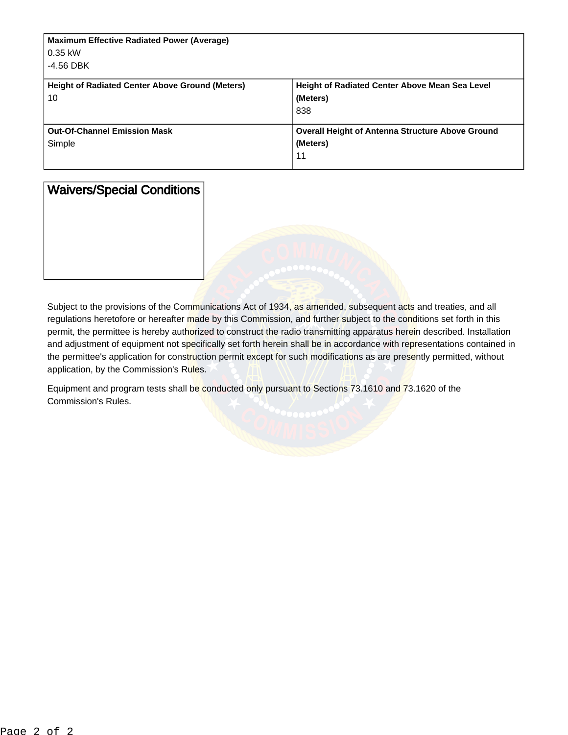| | |
|---|---|
| **Maximum Effective Radiated Power (Average)**<br>0.35 kW<br>-4.56 DBK | |
| **Height of Radiated Center Above Ground (Meters)**<br>10 | **Height of Radiated Center Above Mean Sea Level (Meters)**<br>838 |
| **Out-Of-Channel Emission Mask**<br>Simple | **Overall Height of Antenna Structure Above Ground (Meters)**<br>11 |

## Waivers/Special Conditions

Subject to the provisions of the Communications Act of 1934, as amended, subsequent acts and treaties, and all regulations heretofore or hereafter made by this Commission, and further subject to the conditions set forth in this permit, the permittee is hereby authorized to construct the radio transmitting apparatus herein described. Installation and adjustment of equipment not specifically set forth herein shall be in accordance with representations contained in the permittee's application for construction permit except for such modifications as are presently permitted, without application, by the Commission's Rules.

Equipment and program tests shall be conducted only pursuant to Sections 73.1610 and 73.1620 of the Commission's Rules.